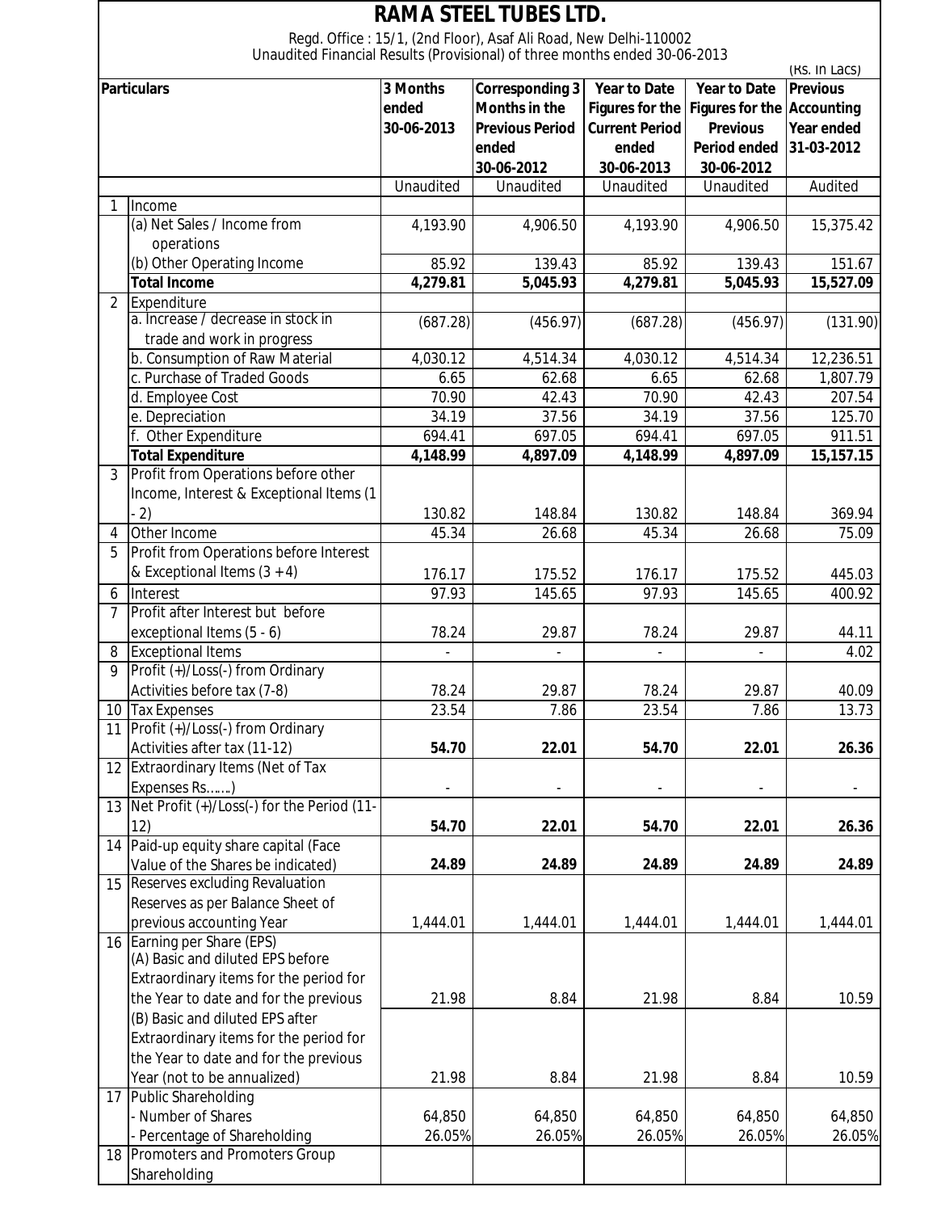# RAMA STEEL TUBES LTD.

Regd. Office : 15/1, (2nd Floor), Asaf Ali Road, New Delhi-110002

Unaudited Financial Results (Provisional) of three months ended 30-06-2013

(Rs. In Lacs)

| | Particulars | 3 Months ended 30-06-2013 | Corresponding 3 Months in the Previous Period ended 30-06-2012 | Year to Date Figures for the Current Period ended 30-06-2013 | Year to Date Figures for the Previous Period ended 30-06-2012 | Previous Accounting Year ended 31-03-2012 |
|---|---|---|---|---|---|---|
| | | Unaudited | Unaudited | Unaudited | Unaudited | Audited |
| 1 | Income | | | | | |
| | (a) Net Sales / Income from operations | 4,193.90 | 4,906.50 | 4,193.90 | 4,906.50 | 15,375.42 |
| | (b) Other Operating Income | 85.92 | 139.43 | 85.92 | 139.43 | 151.67 |
| | **Total Income** | **4,279.81** | **5,045.93** | **4,279.81** | **5,045.93** | **15,527.09** |
| 2 | Expenditure | | | | | |
| | a. Increase / decrease in stock in trade and work in progress | (687.28) | (456.97) | (687.28) | (456.97) | (131.90) |
| | b. Consumption of Raw Material | 4,030.12 | 4,514.34 | 4,030.12 | 4,514.34 | 12,236.51 |
| | c. Purchase of Traded Goods | 6.65 | 62.68 | 6.65 | 62.68 | 1,807.79 |
| | d. Employee Cost | 70.90 | 42.43 | 70.90 | 42.43 | 207.54 |
| | e. Depreciation | 34.19 | 37.56 | 34.19 | 37.56 | 125.70 |
| | f. Other Expenditure | 694.41 | 697.05 | 694.41 | 697.05 | 911.51 |
| | **Total Expenditure** | **4,148.99** | **4,897.09** | **4,148.99** | **4,897.09** | **15,157.15** |
| 3 | Profit from Operations before other Income, Interest & Exceptional Items (1 - 2) | 130.82 | 148.84 | 130.82 | 148.84 | 369.94 |
| 4 | Other Income | 45.34 | 26.68 | 45.34 | 26.68 | 75.09 |
| 5 | Profit from Operations before Interest & Exceptional Items (3 +4) | 176.17 | 175.52 | 176.17 | 175.52 | 445.03 |
| 6 | Interest | 97.93 | 145.65 | 97.93 | 145.65 | 400.92 |
| 7 | Profit after Interest but before exceptional Items (5 - 6) | 78.24 | 29.87 | 78.24 | 29.87 | 44.11 |
| 8 | Exceptional Items | - | - | - | - | 4.02 |
| 9 | Profit (+)/Loss(-) from Ordinary Activities before tax (7-8) | 78.24 | 29.87 | 78.24 | 29.87 | 40.09 |
| 10 | Tax Expenses | 23.54 | 7.86 | 23.54 | 7.86 | 13.73 |
| 11 | Profit (+)/Loss(-) from Ordinary Activities after tax (11-12) | **54.70** | **22.01** | **54.70** | **22.01** | **26.36** |
| 12 | Extraordinary Items (Net of Tax Expenses Rs.......) | - | - | - | - | - |
| 13 | Net Profit (+)/Loss(-) for the Period (11-12) | **54.70** | **22.01** | **54.70** | **22.01** | **26.36** |
| 14 | Paid-up equity share capital (Face Value of the Shares be indicated) | **24.89** | **24.89** | **24.89** | **24.89** | **24.89** |
| 15 | Reserves excluding Revaluation Reserves as per Balance Sheet of previous accounting Year | 1,444.01 | 1,444.01 | 1,444.01 | 1,444.01 | 1,444.01 |
| 16 | Earning per Share (EPS) (A) Basic and diluted EPS before Extraordinary items for the period for the Year to date and for the previous | 21.98 | 8.84 | 21.98 | 8.84 | 10.59 |
| | (B) Basic and diluted EPS after Extraordinary items for the period for the Year to date and for the previous Year (not to be annualized) | 21.98 | 8.84 | 21.98 | 8.84 | 10.59 |
| 17 | Public Shareholding | | | | | |
| | - Number of Shares | 64,850 | 64,850 | 64,850 | 64,850 | 64,850 |
| | - Percentage of Shareholding | 26.05% | 26.05% | 26.05% | 26.05% | 26.05% |
| 18 | Promoters and Promoters Group Shareholding | | | | | |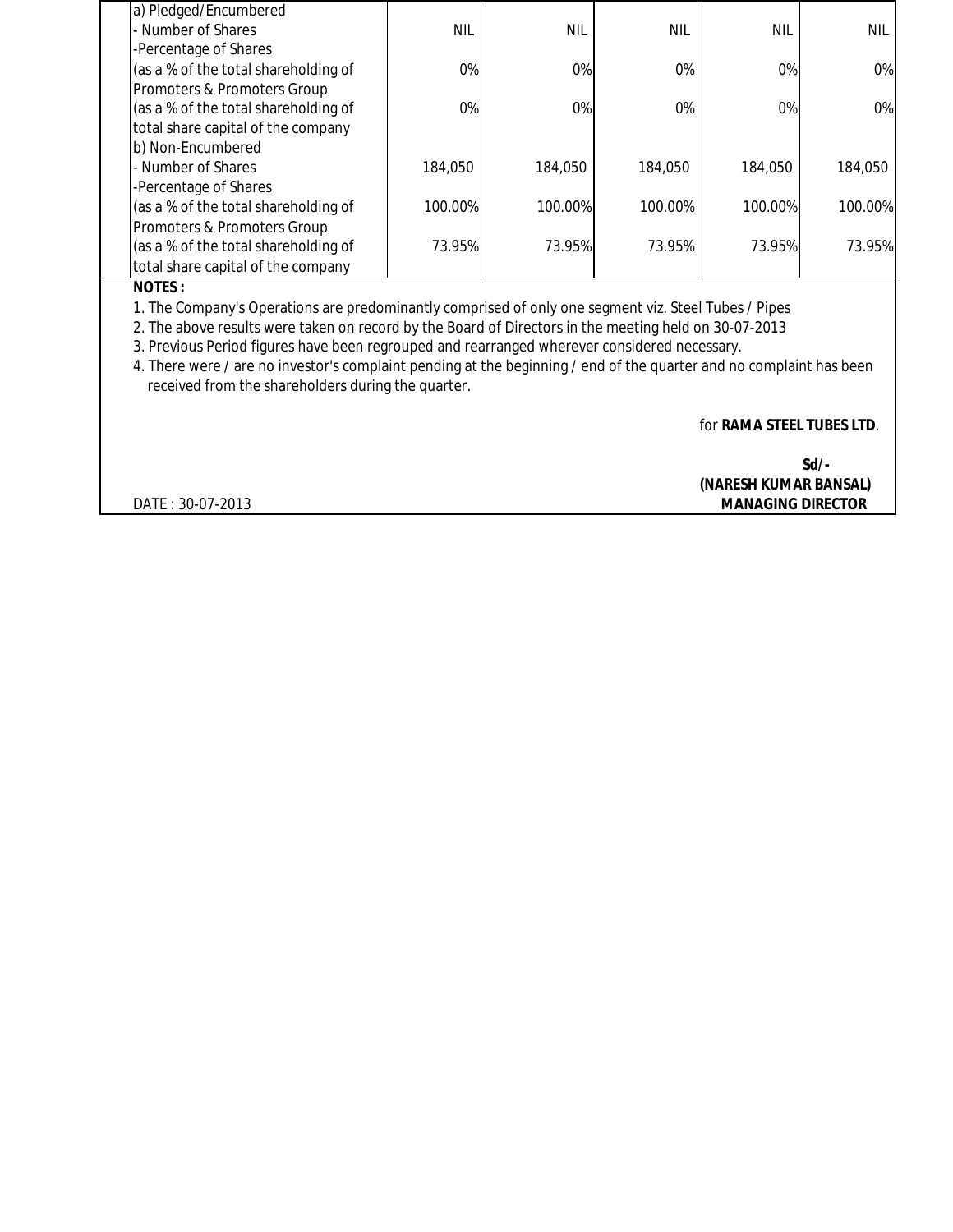| | | | | | |
|---|---|---|---|---|---|
| a) Pledged/Encumbered | | | | | |
| - Number of Shares | NIL | NIL | NIL | NIL | NIL |
| -Percentage of Shares | | | | | |
| (as a % of the total shareholding of Promoters & Promoters Group | 0% | 0% | 0% | 0% | 0% |
| (as a % of the total shareholding of total share capital of the company | 0% | 0% | 0% | 0% | 0% |
| b) Non-Encumbered | | | | | |
| - Number of Shares | 184,050 | 184,050 | 184,050 | 184,050 | 184,050 |
| -Percentage of Shares | | | | | |
| (as a % of the total shareholding of Promoters & Promoters Group | 100.00% | 100.00% | 100.00% | 100.00% | 100.00% |
| (as a % of the total shareholding of total share capital of the company | 73.95% | 73.95% | 73.95% | 73.95% | 73.95% |

**NOTES :**

1. The Company's Operations are predominantly comprised of only one segment viz. Steel Tubes / Pipes
2. The above results were taken on record by the Board of Directors in the meeting held on 30-07-2013
3. Previous Period figures have been regrouped and rearranged wherever considered necessary.
4. There were / are no investor's complaint pending at the beginning / end of the quarter and no complaint has been received from the shareholders during the quarter.

for **RAMA STEEL TUBES LTD**.

**Sd/-**
**(NARESH KUMAR BANSAL)**
**MANAGING DIRECTOR**

DATE : 30-07-2013